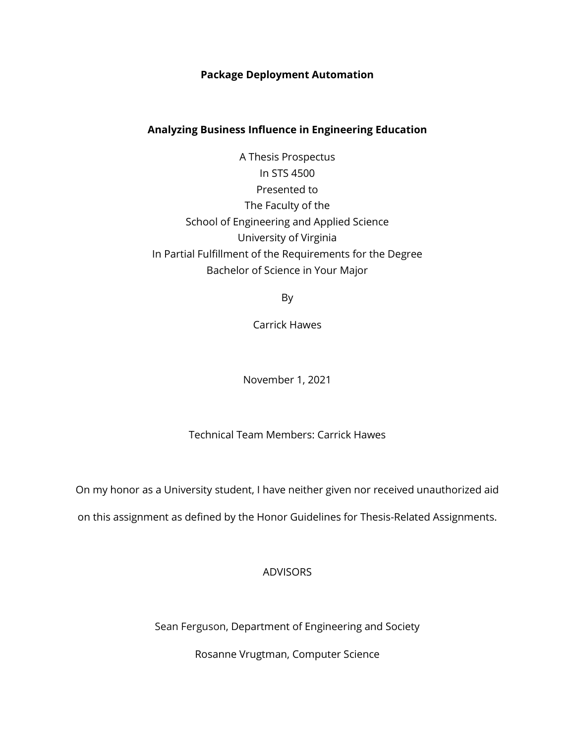**Package Deployment Automation**

**Analyzing Business Influence in Engineering Education**

A Thesis Prospectus
In STS 4500
Presented to
The Faculty of the
School of Engineering and Applied Science
University of Virginia
In Partial Fulfillment of the Requirements for the Degree
Bachelor of Science in Your Major

By

Carrick Hawes

November 1, 2021

Technical Team Members: Carrick Hawes

On my honor as a University student, I have neither given nor received unauthorized aid on this assignment as defined by the Honor Guidelines for Thesis-Related Assignments.

ADVISORS

Sean Ferguson, Department of Engineering and Society

Rosanne Vrugtman, Computer Science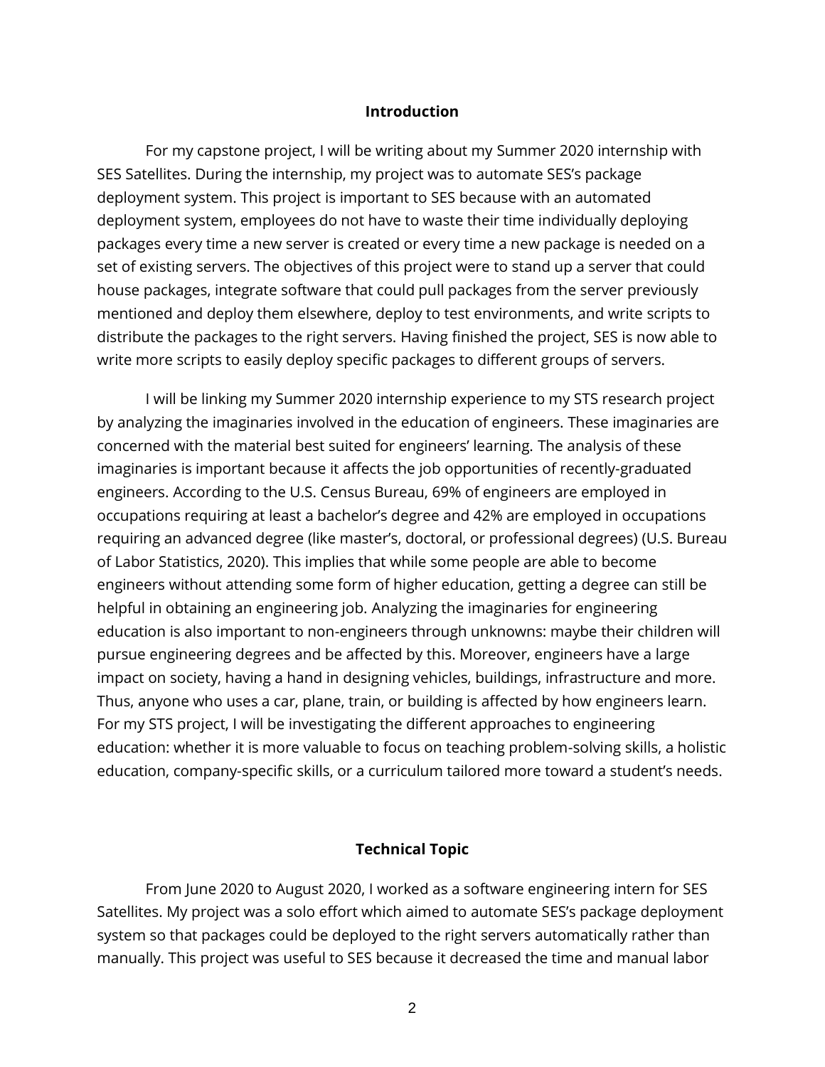## Introduction

For my capstone project, I will be writing about my Summer 2020 internship with SES Satellites. During the internship, my project was to automate SES's package deployment system. This project is important to SES because with an automated deployment system, employees do not have to waste their time individually deploying packages every time a new server is created or every time a new package is needed on a set of existing servers. The objectives of this project were to stand up a server that could house packages, integrate software that could pull packages from the server previously mentioned and deploy them elsewhere, deploy to test environments, and write scripts to distribute the packages to the right servers. Having finished the project, SES is now able to write more scripts to easily deploy specific packages to different groups of servers.

I will be linking my Summer 2020 internship experience to my STS research project by analyzing the imaginaries involved in the education of engineers. These imaginaries are concerned with the material best suited for engineers' learning. The analysis of these imaginaries is important because it affects the job opportunities of recently-graduated engineers. According to the U.S. Census Bureau, 69% of engineers are employed in occupations requiring at least a bachelor's degree and 42% are employed in occupations requiring an advanced degree (like master's, doctoral, or professional degrees) (U.S. Bureau of Labor Statistics, 2020). This implies that while some people are able to become engineers without attending some form of higher education, getting a degree can still be helpful in obtaining an engineering job. Analyzing the imaginaries for engineering education is also important to non-engineers through unknowns: maybe their children will pursue engineering degrees and be affected by this. Moreover, engineers have a large impact on society, having a hand in designing vehicles, buildings, infrastructure and more. Thus, anyone who uses a car, plane, train, or building is affected by how engineers learn. For my STS project, I will be investigating the different approaches to engineering education: whether it is more valuable to focus on teaching problem-solving skills, a holistic education, company-specific skills, or a curriculum tailored more toward a student's needs.

## Technical Topic

From June 2020 to August 2020, I worked as a software engineering intern for SES Satellites. My project was a solo effort which aimed to automate SES's package deployment system so that packages could be deployed to the right servers automatically rather than manually. This project was useful to SES because it decreased the time and manual labor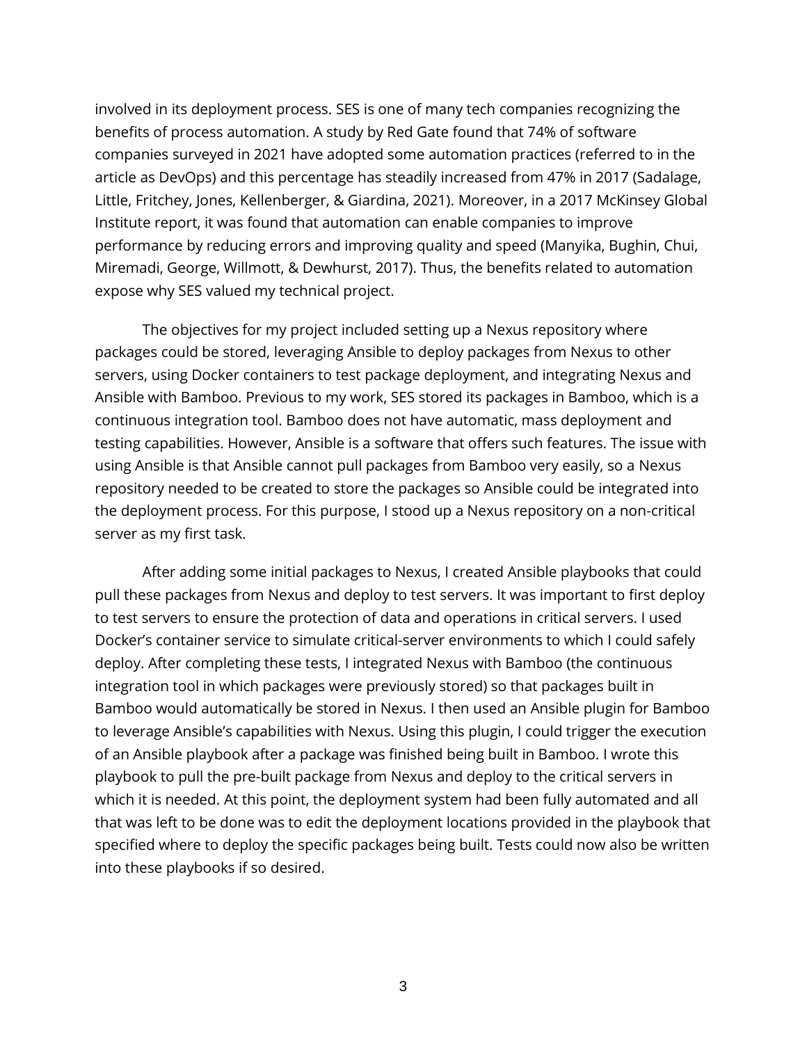involved in its deployment process. SES is one of many tech companies recognizing the benefits of process automation. A study by Red Gate found that 74% of software companies surveyed in 2021 have adopted some automation practices (referred to in the article as DevOps) and this percentage has steadily increased from 47% in 2017 (Sadalage, Little, Fritchey, Jones, Kellenberger, & Giardina, 2021). Moreover, in a 2017 McKinsey Global Institute report, it was found that automation can enable companies to improve performance by reducing errors and improving quality and speed (Manyika, Bughin, Chui, Miremadi, George, Willmott, & Dewhurst, 2017). Thus, the benefits related to automation expose why SES valued my technical project.

The objectives for my project included setting up a Nexus repository where packages could be stored, leveraging Ansible to deploy packages from Nexus to other servers, using Docker containers to test package deployment, and integrating Nexus and Ansible with Bamboo. Previous to my work, SES stored its packages in Bamboo, which is a continuous integration tool. Bamboo does not have automatic, mass deployment and testing capabilities. However, Ansible is a software that offers such features. The issue with using Ansible is that Ansible cannot pull packages from Bamboo very easily, so a Nexus repository needed to be created to store the packages so Ansible could be integrated into the deployment process. For this purpose, I stood up a Nexus repository on a non-critical server as my first task.

After adding some initial packages to Nexus, I created Ansible playbooks that could pull these packages from Nexus and deploy to test servers. It was important to first deploy to test servers to ensure the protection of data and operations in critical servers. I used Docker's container service to simulate critical-server environments to which I could safely deploy. After completing these tests, I integrated Nexus with Bamboo (the continuous integration tool in which packages were previously stored) so that packages built in Bamboo would automatically be stored in Nexus. I then used an Ansible plugin for Bamboo to leverage Ansible's capabilities with Nexus. Using this plugin, I could trigger the execution of an Ansible playbook after a package was finished being built in Bamboo. I wrote this playbook to pull the pre-built package from Nexus and deploy to the critical servers in which it is needed. At this point, the deployment system had been fully automated and all that was left to be done was to edit the deployment locations provided in the playbook that specified where to deploy the specific packages being built. Tests could now also be written into these playbooks if so desired.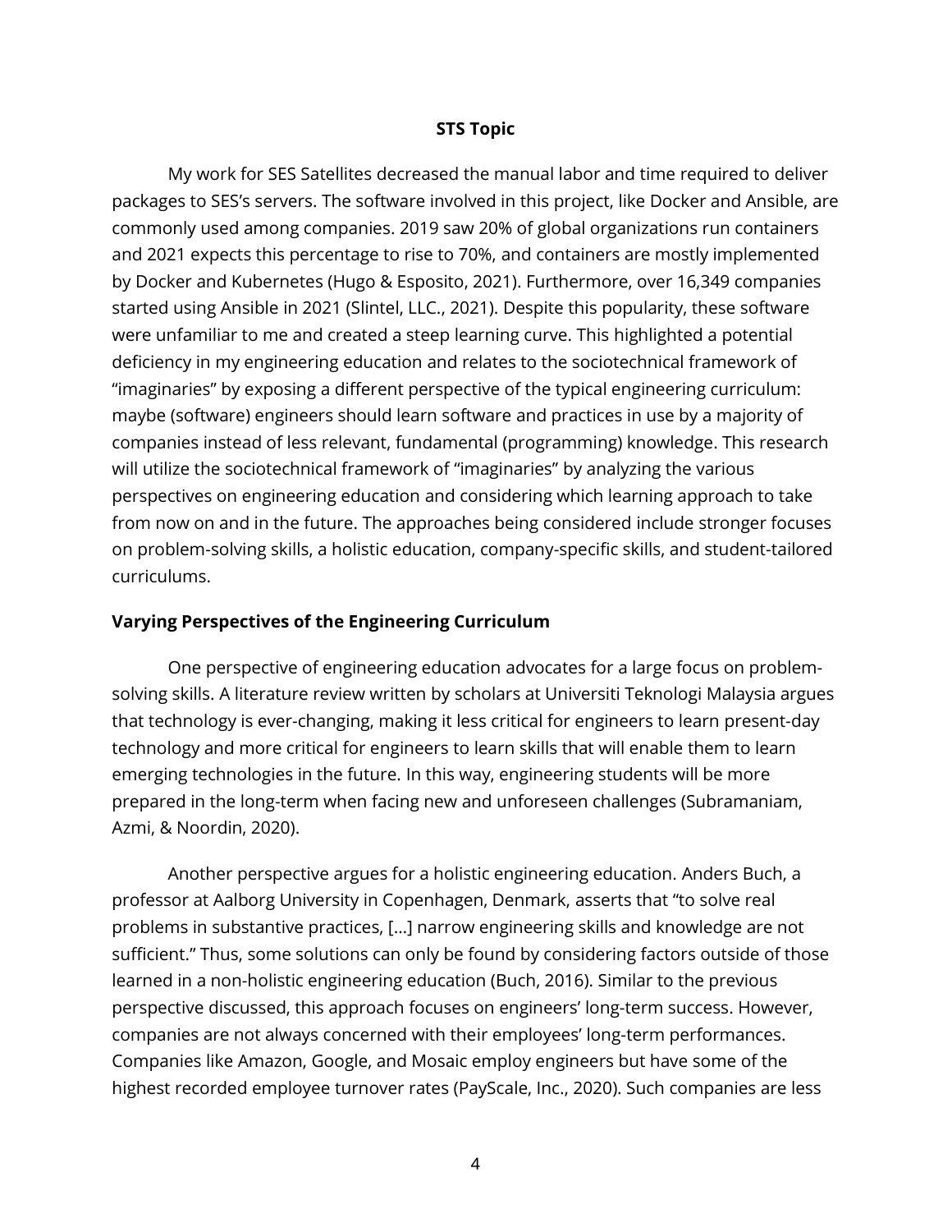## STS Topic

My work for SES Satellites decreased the manual labor and time required to deliver packages to SES's servers. The software involved in this project, like Docker and Ansible, are commonly used among companies. 2019 saw 20% of global organizations run containers and 2021 expects this percentage to rise to 70%, and containers are mostly implemented by Docker and Kubernetes (Hugo & Esposito, 2021). Furthermore, over 16,349 companies started using Ansible in 2021 (Slintel, LLC., 2021). Despite this popularity, these software were unfamiliar to me and created a steep learning curve. This highlighted a potential deficiency in my engineering education and relates to the sociotechnical framework of "imaginaries" by exposing a different perspective of the typical engineering curriculum: maybe (software) engineers should learn software and practices in use by a majority of companies instead of less relevant, fundamental (programming) knowledge. This research will utilize the sociotechnical framework of "imaginaries" by analyzing the various perspectives on engineering education and considering which learning approach to take from now on and in the future. The approaches being considered include stronger focuses on problem-solving skills, a holistic education, company-specific skills, and student-tailored curriculums.

### Varying Perspectives of the Engineering Curriculum

One perspective of engineering education advocates for a large focus on problem-solving skills. A literature review written by scholars at Universiti Teknologi Malaysia argues that technology is ever-changing, making it less critical for engineers to learn present-day technology and more critical for engineers to learn skills that will enable them to learn emerging technologies in the future. In this way, engineering students will be more prepared in the long-term when facing new and unforeseen challenges (Subramaniam, Azmi, & Noordin, 2020).

Another perspective argues for a holistic engineering education. Anders Buch, a professor at Aalborg University in Copenhagen, Denmark, asserts that "to solve real problems in substantive practices, [...] narrow engineering skills and knowledge are not sufficient." Thus, some solutions can only be found by considering factors outside of those learned in a non-holistic engineering education (Buch, 2016). Similar to the previous perspective discussed, this approach focuses on engineers' long-term success. However, companies are not always concerned with their employees' long-term performances. Companies like Amazon, Google, and Mosaic employ engineers but have some of the highest recorded employee turnover rates (PayScale, Inc., 2020). Such companies are less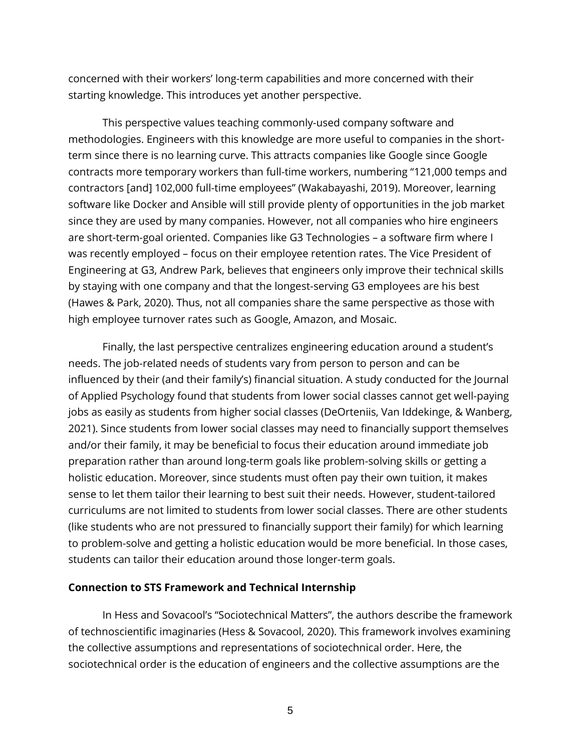concerned with their workers' long-term capabilities and more concerned with their starting knowledge. This introduces yet another perspective.

This perspective values teaching commonly-used company software and methodologies. Engineers with this knowledge are more useful to companies in the short-term since there is no learning curve. This attracts companies like Google since Google contracts more temporary workers than full-time workers, numbering "121,000 temps and contractors [and] 102,000 full-time employees" (Wakabayashi, 2019). Moreover, learning software like Docker and Ansible will still provide plenty of opportunities in the job market since they are used by many companies. However, not all companies who hire engineers are short-term-goal oriented. Companies like G3 Technologies – a software firm where I was recently employed – focus on their employee retention rates. The Vice President of Engineering at G3, Andrew Park, believes that engineers only improve their technical skills by staying with one company and that the longest-serving G3 employees are his best (Hawes & Park, 2020). Thus, not all companies share the same perspective as those with high employee turnover rates such as Google, Amazon, and Mosaic.

Finally, the last perspective centralizes engineering education around a student's needs. The job-related needs of students vary from person to person and can be influenced by their (and their family's) financial situation. A study conducted for the Journal of Applied Psychology found that students from lower social classes cannot get well-paying jobs as easily as students from higher social classes (DeOrteniis, Van Iddekinge, & Wanberg, 2021). Since students from lower social classes may need to financially support themselves and/or their family, it may be beneficial to focus their education around immediate job preparation rather than around long-term goals like problem-solving skills or getting a holistic education. Moreover, since students must often pay their own tuition, it makes sense to let them tailor their learning to best suit their needs. However, student-tailored curriculums are not limited to students from lower social classes. There are other students (like students who are not pressured to financially support their family) for which learning to problem-solve and getting a holistic education would be more beneficial. In those cases, students can tailor their education around those longer-term goals.

**Connection to STS Framework and Technical Internship**

In Hess and Sovacool's "Sociotechnical Matters", the authors describe the framework of technoscientific imaginaries (Hess & Sovacool, 2020). This framework involves examining the collective assumptions and representations of sociotechnical order. Here, the sociotechnical order is the education of engineers and the collective assumptions are the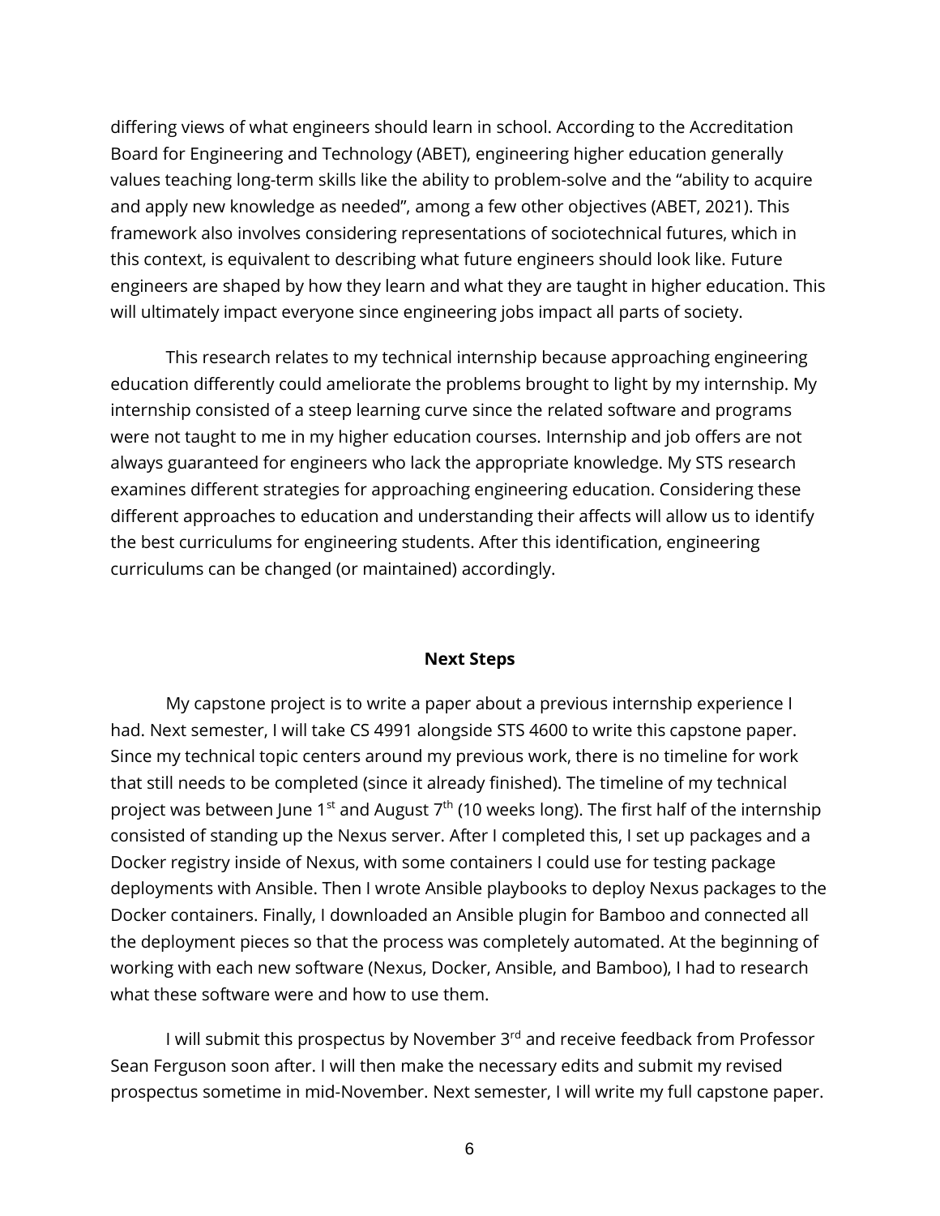differing views of what engineers should learn in school. According to the Accreditation Board for Engineering and Technology (ABET), engineering higher education generally values teaching long-term skills like the ability to problem-solve and the "ability to acquire and apply new knowledge as needed", among a few other objectives (ABET, 2021). This framework also involves considering representations of sociotechnical futures, which in this context, is equivalent to describing what future engineers should look like. Future engineers are shaped by how they learn and what they are taught in higher education. This will ultimately impact everyone since engineering jobs impact all parts of society.

This research relates to my technical internship because approaching engineering education differently could ameliorate the problems brought to light by my internship. My internship consisted of a steep learning curve since the related software and programs were not taught to me in my higher education courses. Internship and job offers are not always guaranteed for engineers who lack the appropriate knowledge. My STS research examines different strategies for approaching engineering education. Considering these different approaches to education and understanding their affects will allow us to identify the best curriculums for engineering students. After this identification, engineering curriculums can be changed (or maintained) accordingly.

## Next Steps

My capstone project is to write a paper about a previous internship experience I had. Next semester, I will take CS 4991 alongside STS 4600 to write this capstone paper. Since my technical topic centers around my previous work, there is no timeline for work that still needs to be completed (since it already finished). The timeline of my technical project was between June 1st and August 7th (10 weeks long). The first half of the internship consisted of standing up the Nexus server. After I completed this, I set up packages and a Docker registry inside of Nexus, with some containers I could use for testing package deployments with Ansible. Then I wrote Ansible playbooks to deploy Nexus packages to the Docker containers. Finally, I downloaded an Ansible plugin for Bamboo and connected all the deployment pieces so that the process was completely automated. At the beginning of working with each new software (Nexus, Docker, Ansible, and Bamboo), I had to research what these software were and how to use them.

I will submit this prospectus by November 3rd and receive feedback from Professor Sean Ferguson soon after. I will then make the necessary edits and submit my revised prospectus sometime in mid-November. Next semester, I will write my full capstone paper.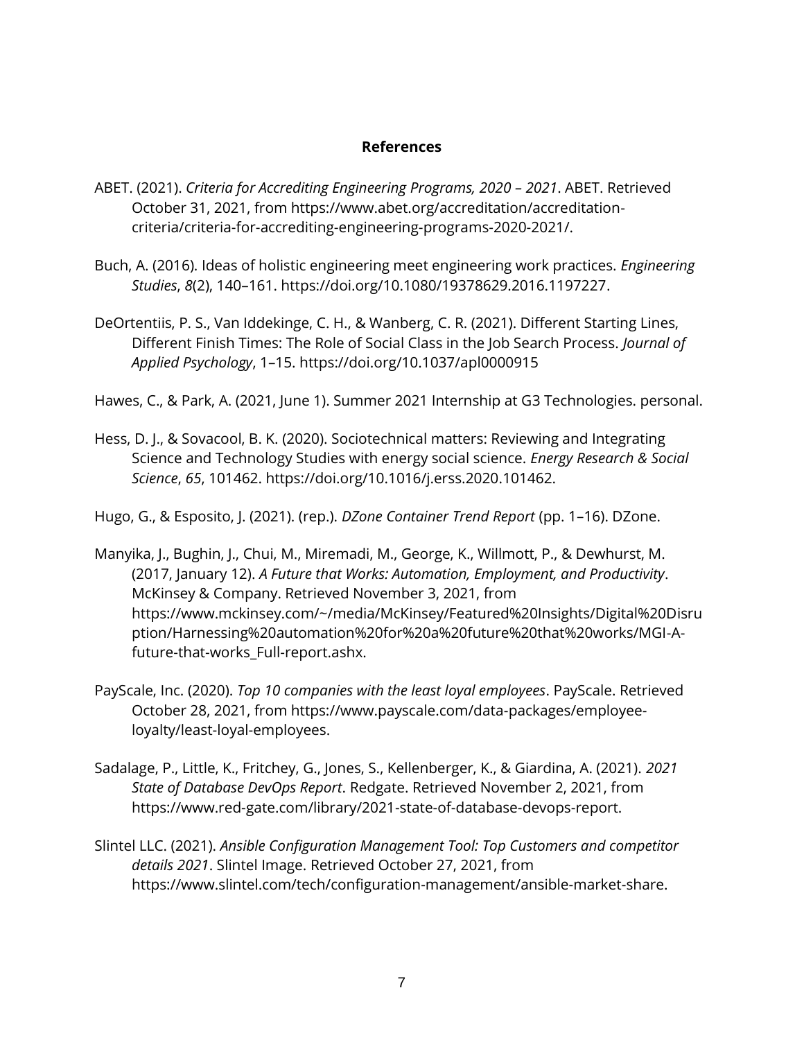# References

ABET. (2021). *Criteria for Accrediting Engineering Programs, 2020 – 2021*. ABET. Retrieved October 31, 2021, from https://www.abet.org/accreditation/accreditation-criteria/criteria-for-accrediting-engineering-programs-2020-2021/.

Buch, A. (2016). Ideas of holistic engineering meet engineering work practices. *Engineering Studies*, *8*(2), 140–161. https://doi.org/10.1080/19378629.2016.1197227.

DeOrtentiis, P. S., Van Iddekinge, C. H., & Wanberg, C. R. (2021). Different Starting Lines, Different Finish Times: The Role of Social Class in the Job Search Process. *Journal of Applied Psychology*, 1–15. https://doi.org/10.1037/apl0000915

Hawes, C., & Park, A. (2021, June 1). Summer 2021 Internship at G3 Technologies. personal.

Hess, D. J., & Sovacool, B. K. (2020). Sociotechnical matters: Reviewing and Integrating Science and Technology Studies with energy social science. *Energy Research & Social Science*, *65*, 101462. https://doi.org/10.1016/j.erss.2020.101462.

Hugo, G., & Esposito, J. (2021). (rep.). *DZone Container Trend Report* (pp. 1–16). DZone.

Manyika, J., Bughin, J., Chui, M., Miremadi, M., George, K., Willmott, P., & Dewhurst, M. (2017, January 12). *A Future that Works: Automation, Employment, and Productivity*. McKinsey & Company. Retrieved November 3, 2021, from https://www.mckinsey.com/~/media/McKinsey/Featured%20Insights/Digital%20Disruption/Harnessing%20automation%20for%20a%20future%20that%20works/MGI-A-future-that-works_Full-report.ashx.

PayScale, Inc. (2020). *Top 10 companies with the least loyal employees*. PayScale. Retrieved October 28, 2021, from https://www.payscale.com/data-packages/employee-loyalty/least-loyal-employees.

Sadalage, P., Little, K., Fritchey, G., Jones, S., Kellenberger, K., & Giardina, A. (2021). *2021 State of Database DevOps Report*. Redgate. Retrieved November 2, 2021, from https://www.red-gate.com/library/2021-state-of-database-devops-report.

Slintel LLC. (2021). *Ansible Configuration Management Tool: Top Customers and competitor details 2021*. Slintel Image. Retrieved October 27, 2021, from https://www.slintel.com/tech/configuration-management/ansible-market-share.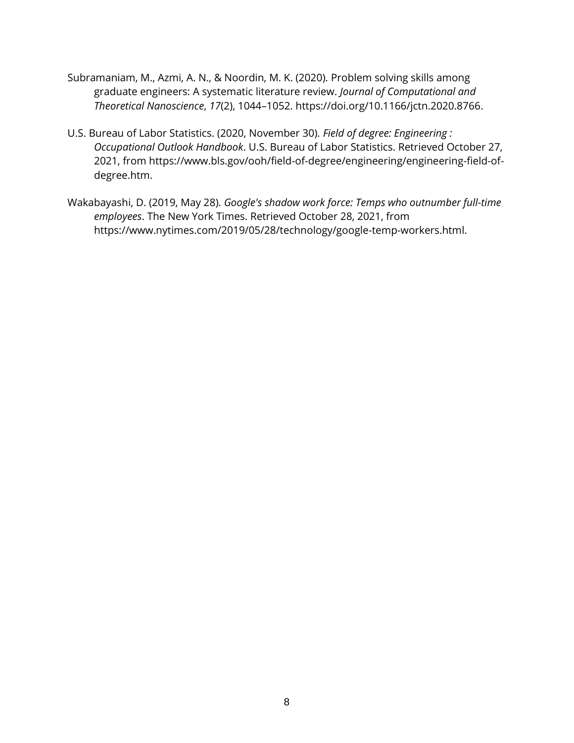Subramaniam, M., Azmi, A. N., & Noordin, M. K. (2020). Problem solving skills among graduate engineers: A systematic literature review. *Journal of Computational and Theoretical Nanoscience*, *17*(2), 1044–1052. https://doi.org/10.1166/jctn.2020.8766.

U.S. Bureau of Labor Statistics. (2020, November 30). *Field of degree: Engineering : Occupational Outlook Handbook*. U.S. Bureau of Labor Statistics. Retrieved October 27, 2021, from https://www.bls.gov/ooh/field-of-degree/engineering/engineering-field-of-degree.htm.

Wakabayashi, D. (2019, May 28). *Google's shadow work force: Temps who outnumber full-time employees*. The New York Times. Retrieved October 28, 2021, from https://www.nytimes.com/2019/05/28/technology/google-temp-workers.html.